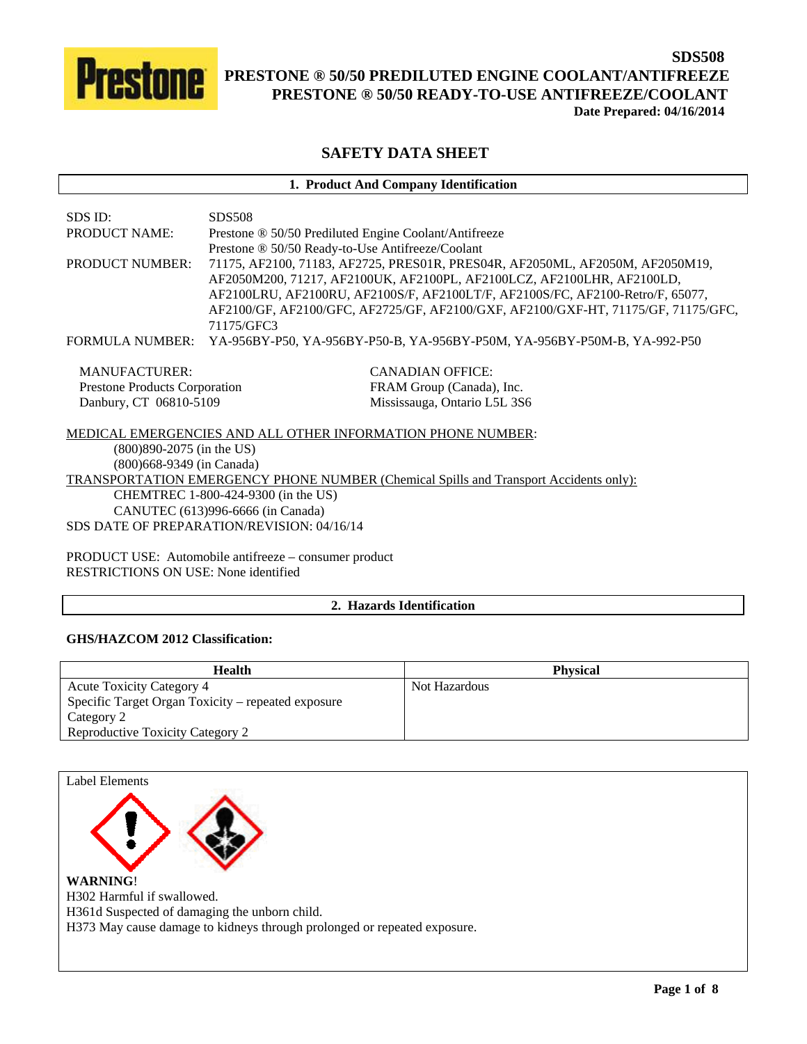**SDS508**

# PRESTONE ® 50/50 PREDILUTED ENGINE COOLANT/ANTIFREEZE
# PRESTONE ® 50/50 READY-TO-USE ANTIFREEZE/COOLANT

**Date Prepared: 04/16/2014**

## SAFETY DATA SHEET

### 1. Product And Company Identification

SDS ID: SDS508

PRODUCT NAME: Prestone ® 50/50 Prediluted Engine Coolant/Antifreeze
Prestone ® 50/50 Ready-to-Use Antifreeze/Coolant

PRODUCT NUMBER: 71175, AF2100, 71183, AF2725, PRES01R, PRES04R, AF2050ML, AF2050M, AF2050M19, AF2050M200, 71217, AF2100UK, AF2100PL, AF2100LCZ, AF2100LHR, AF2100LD, AF2100LRU, AF2100RU, AF2100S/F, AF2100LT/F, AF2100S/FC, AF2100-Retro/F, 65077, AF2100/GF, AF2100/GFC, AF2725/GF, AF2100/GXF, AF2100/GXF-HT, 71175/GF, 71175/GFC, 71175/GFC3

FORMULA NUMBER: YA-956BY-P50, YA-956BY-P50-B, YA-956BY-P50M, YA-956BY-P50M-B, YA-992-P50

MANUFACTURER:
Prestone Products Corporation
Danbury, CT 06810-5109

CANADIAN OFFICE:
FRAM Group (Canada), Inc.
Mississauga, Ontario L5L 3S6

MEDICAL EMERGENCIES AND ALL OTHER INFORMATION PHONE NUMBER:
(800)890-2075 (in the US)
(800)668-9349 (in Canada)

TRANSPORTATION EMERGENCY PHONE NUMBER (Chemical Spills and Transport Accidents only):
CHEMTREC 1-800-424-9300 (in the US)
CANUTEC (613)996-6666 (in Canada)

SDS DATE OF PREPARATION/REVISION: 04/16/14

PRODUCT USE: Automobile antifreeze – consumer product
RESTRICTIONS ON USE: None identified

### 2. Hazards Identification

**GHS/HAZCOM 2012 Classification:**

| Health | Physical |
| --- | --- |
| Acute Toxicity Category 4<br>Specific Target Organ Toxicity – repeated exposure Category 2<br>Reproductive Toxicity Category 2 | Not Hazardous |

Label Elements

**WARNING**!
H302 Harmful if swallowed.
H361d Suspected of damaging the unborn child.
H373 May cause damage to kidneys through prolonged or repeated exposure.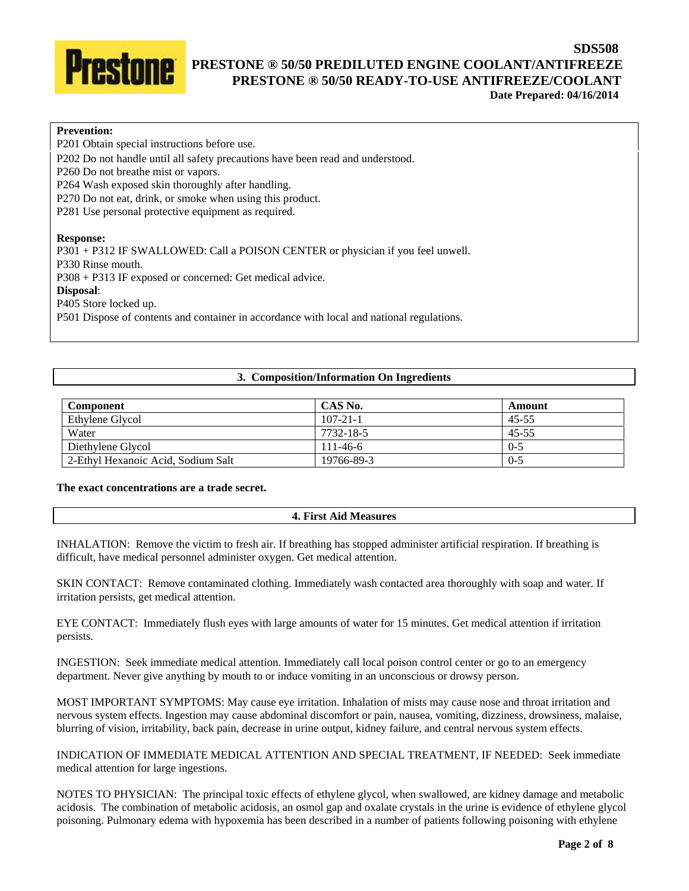**Prevention:**

P201 Obtain special instructions before use.
P202 Do not handle until all safety precautions have been read and understood.
P260 Do not breathe mist or vapors.
P264 Wash exposed skin thoroughly after handling.
P270 Do not eat, drink, or smoke when using this product.
P281 Use personal protective equipment as required.

**Response:**

P301 + P312 IF SWALLOWED: Call a POISON CENTER or physician if you feel unwell.
P330 Rinse mouth.
P308 + P313 IF exposed or concerned: Get medical advice.

**Disposal**:

P405 Store locked up.
P501 Dispose of contents and container in accordance with local and national regulations.

## 3. Composition/Information On Ingredients

| Component | CAS No. | Amount |
| --- | --- | --- |
| Ethylene Glycol | 107-21-1 | 45-55 |
| Water | 7732-18-5 | 45-55 |
| Diethylene Glycol | 111-46-6 | 0-5 |
| 2-Ethyl Hexanoic Acid, Sodium Salt | 19766-89-3 | 0-5 |

**The exact concentrations are a trade secret.**

## 4. First Aid Measures

INHALATION: Remove the victim to fresh air. If breathing has stopped administer artificial respiration. If breathing is difficult, have medical personnel administer oxygen. Get medical attention.

SKIN CONTACT: Remove contaminated clothing. Immediately wash contacted area thoroughly with soap and water. If irritation persists, get medical attention.

EYE CONTACT: Immediately flush eyes with large amounts of water for 15 minutes. Get medical attention if irritation persists.

INGESTION: Seek immediate medical attention. Immediately call local poison control center or go to an emergency department. Never give anything by mouth to or induce vomiting in an unconscious or drowsy person.

MOST IMPORTANT SYMPTOMS: May cause eye irritation. Inhalation of mists may cause nose and throat irritation and nervous system effects. Ingestion may cause abdominal discomfort or pain, nausea, vomiting, dizziness, drowsiness, malaise, blurring of vision, irritability, back pain, decrease in urine output, kidney failure, and central nervous system effects.

INDICATION OF IMMEDIATE MEDICAL ATTENTION AND SPECIAL TREATMENT, IF NEEDED: Seek immediate medical attention for large ingestions.

NOTES TO PHYSICIAN: The principal toxic effects of ethylene glycol, when swallowed, are kidney damage and metabolic acidosis. The combination of metabolic acidosis, an osmol gap and oxalate crystals in the urine is evidence of ethylene glycol poisoning. Pulmonary edema with hypoxemia has been described in a number of patients following poisoning with ethylene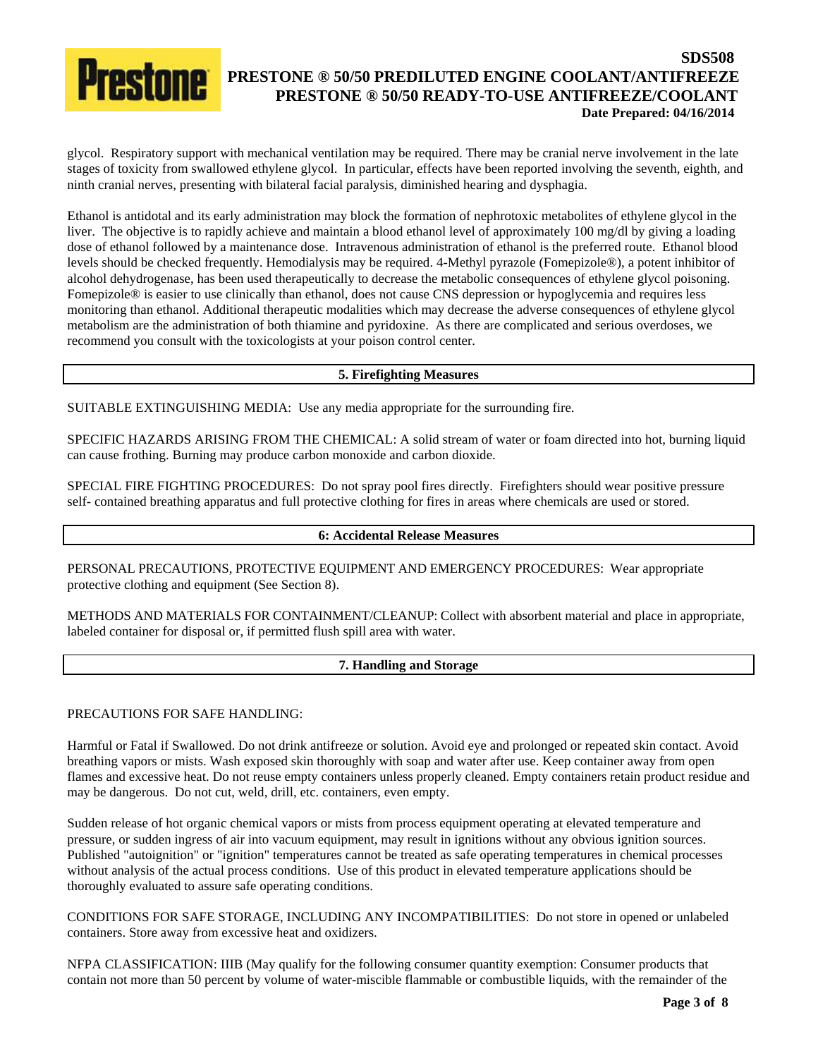glycol. Respiratory support with mechanical ventilation may be required. There may be cranial nerve involvement in the late stages of toxicity from swallowed ethylene glycol. In particular, effects have been reported involving the seventh, eighth, and ninth cranial nerves, presenting with bilateral facial paralysis, diminished hearing and dysphagia.

Ethanol is antidotal and its early administration may block the formation of nephrotoxic metabolites of ethylene glycol in the liver. The objective is to rapidly achieve and maintain a blood ethanol level of approximately 100 mg/dl by giving a loading dose of ethanol followed by a maintenance dose. Intravenous administration of ethanol is the preferred route. Ethanol blood levels should be checked frequently. Hemodialysis may be required. 4-Methyl pyrazole (Fomepizole®), a potent inhibitor of alcohol dehydrogenase, has been used therapeutically to decrease the metabolic consequences of ethylene glycol poisoning. Fomepizole® is easier to use clinically than ethanol, does not cause CNS depression or hypoglycemia and requires less monitoring than ethanol. Additional therapeutic modalities which may decrease the adverse consequences of ethylene glycol metabolism are the administration of both thiamine and pyridoxine. As there are complicated and serious overdoses, we recommend you consult with the toxicologists at your poison control center.

## 5. Firefighting Measures

SUITABLE EXTINGUISHING MEDIA: Use any media appropriate for the surrounding fire.

SPECIFIC HAZARDS ARISING FROM THE CHEMICAL: A solid stream of water or foam directed into hot, burning liquid can cause frothing. Burning may produce carbon monoxide and carbon dioxide.

SPECIAL FIRE FIGHTING PROCEDURES: Do not spray pool fires directly. Firefighters should wear positive pressure self- contained breathing apparatus and full protective clothing for fires in areas where chemicals are used or stored.

## 6: Accidental Release Measures

PERSONAL PRECAUTIONS, PROTECTIVE EQUIPMENT AND EMERGENCY PROCEDURES: Wear appropriate protective clothing and equipment (See Section 8).

METHODS AND MATERIALS FOR CONTAINMENT/CLEANUP: Collect with absorbent material and place in appropriate, labeled container for disposal or, if permitted flush spill area with water.

## 7. Handling and Storage

PRECAUTIONS FOR SAFE HANDLING:

Harmful or Fatal if Swallowed. Do not drink antifreeze or solution. Avoid eye and prolonged or repeated skin contact. Avoid breathing vapors or mists. Wash exposed skin thoroughly with soap and water after use. Keep container away from open flames and excessive heat. Do not reuse empty containers unless properly cleaned. Empty containers retain product residue and may be dangerous. Do not cut, weld, drill, etc. containers, even empty.

Sudden release of hot organic chemical vapors or mists from process equipment operating at elevated temperature and pressure, or sudden ingress of air into vacuum equipment, may result in ignitions without any obvious ignition sources. Published "autoignition" or "ignition" temperatures cannot be treated as safe operating temperatures in chemical processes without analysis of the actual process conditions. Use of this product in elevated temperature applications should be thoroughly evaluated to assure safe operating conditions.

CONDITIONS FOR SAFE STORAGE, INCLUDING ANY INCOMPATIBILITIES: Do not store in opened or unlabeled containers. Store away from excessive heat and oxidizers.

NFPA CLASSIFICATION: IIIB (May qualify for the following consumer quantity exemption: Consumer products that contain not more than 50 percent by volume of water-miscible flammable or combustible liquids, with the remainder of the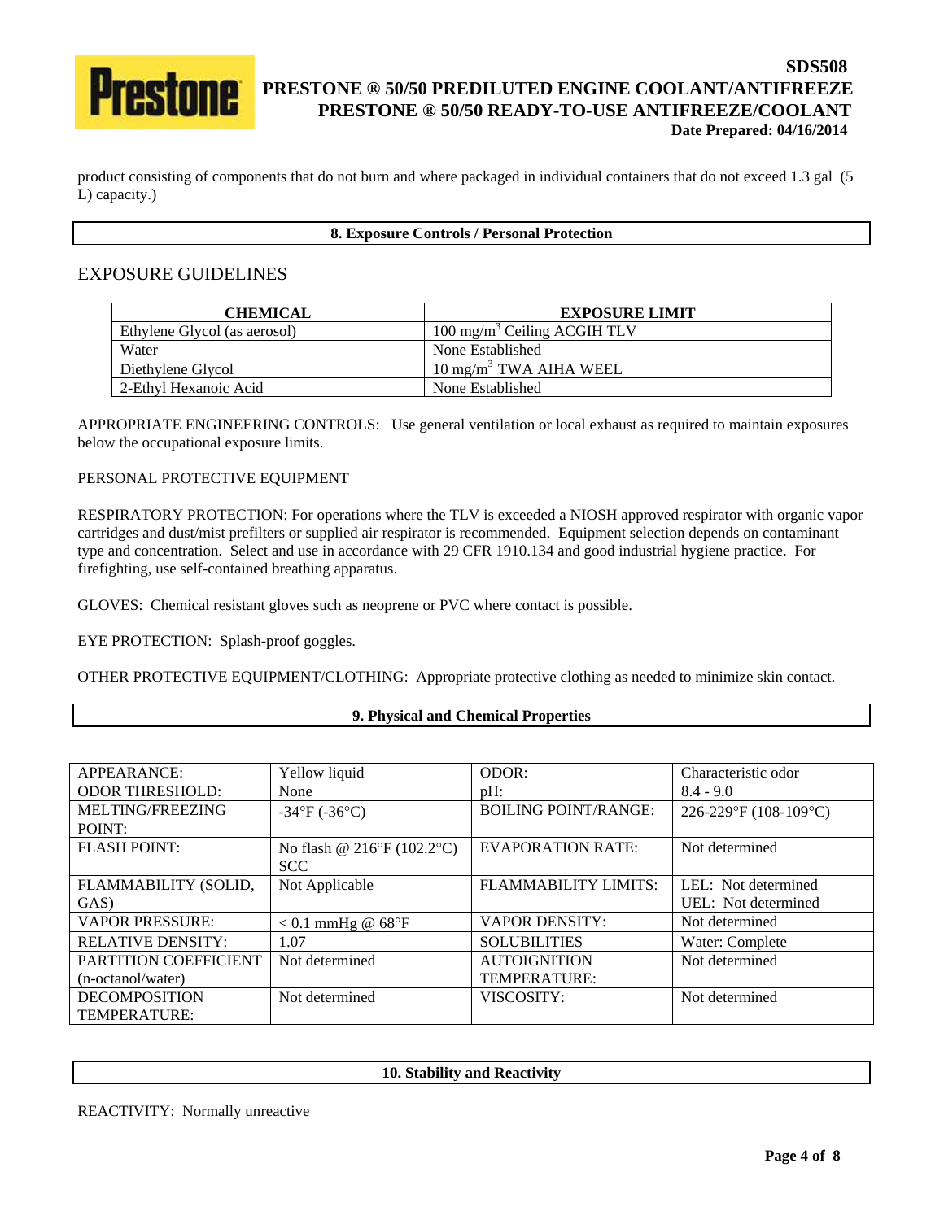product consisting of components that do not burn and where packaged in individual containers that do not exceed 1.3 gal (5 L) capacity.)

## 8. Exposure Controls / Personal Protection

### EXPOSURE GUIDELINES

| CHEMICAL | EXPOSURE LIMIT |
|---|---|
| Ethylene Glycol (as aerosol) | 100 $mg/m^3$ Ceiling ACGIH TLV |
| Water | None Established |
| Diethylene Glycol | 10 $mg/m^3$ TWA AIHA WEEL |
| 2-Ethyl Hexanoic Acid | None Established |

APPROPRIATE ENGINEERING CONTROLS: Use general ventilation or local exhaust as required to maintain exposures below the occupational exposure limits.

PERSONAL PROTECTIVE EQUIPMENT

RESPIRATORY PROTECTION: For operations where the TLV is exceeded a NIOSH approved respirator with organic vapor cartridges and dust/mist prefilters or supplied air respirator is recommended. Equipment selection depends on contaminant type and concentration. Select and use in accordance with 29 CFR 1910.134 and good industrial hygiene practice. For firefighting, use self-contained breathing apparatus.

GLOVES: Chemical resistant gloves such as neoprene or PVC where contact is possible.

EYE PROTECTION: Splash-proof goggles.

OTHER PROTECTIVE EQUIPMENT/CLOTHING: Appropriate protective clothing as needed to minimize skin contact.

## 9. Physical and Chemical Properties

| | | | |
|---|---|---|---|
| APPEARANCE: | Yellow liquid | ODOR: | Characteristic odor |
| ODOR THRESHOLD: | None | pH: | 8.4 - 9.0 |
| MELTING/FREEZING POINT: | -34°F (-36°C) | BOILING POINT/RANGE: | 226-229°F (108-109°C) |
| FLASH POINT: | No flash @ 216°F (102.2°C) SCC | EVAPORATION RATE: | Not determined |
| FLAMMABILITY (SOLID, GAS) | Not Applicable | FLAMMABILITY LIMITS: | LEL: Not determined<br>UEL: Not determined |
| VAPOR PRESSURE: | < 0.1 mmHg @ 68°F | VAPOR DENSITY: | Not determined |
| RELATIVE DENSITY: | 1.07 | SOLUBILITIES | Water: Complete |
| PARTITION COEFFICIENT (n-octanol/water) | Not determined | AUTOIGNITION TEMPERATURE: | Not determined |
| DECOMPOSITION TEMPERATURE: | Not determined | VISCOSITY: | Not determined |

## 10. Stability and Reactivity

REACTIVITY: Normally unreactive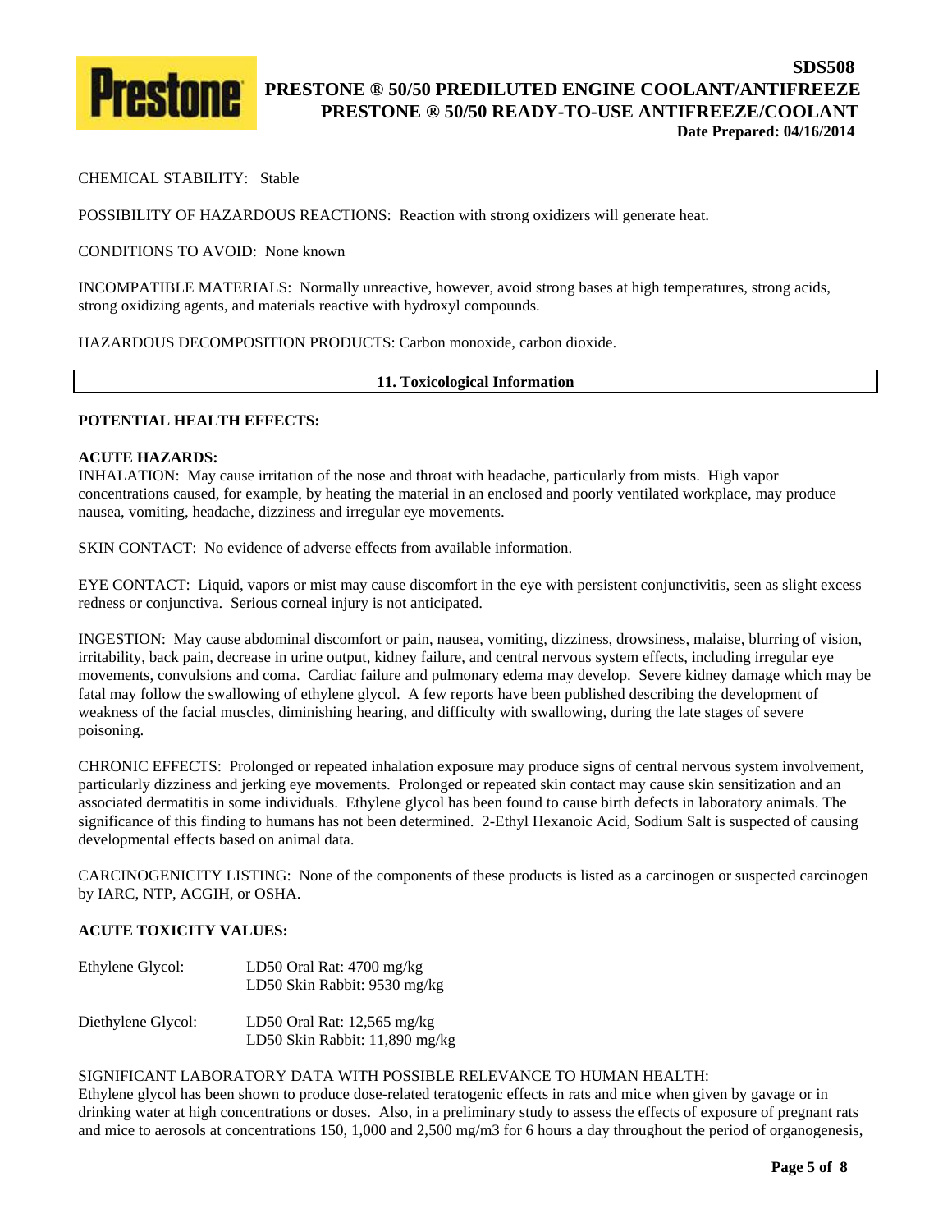CHEMICAL STABILITY: Stable

POSSIBILITY OF HAZARDOUS REACTIONS: Reaction with strong oxidizers will generate heat.

CONDITIONS TO AVOID: None known

INCOMPATIBLE MATERIALS: Normally unreactive, however, avoid strong bases at high temperatures, strong acids, strong oxidizing agents, and materials reactive with hydroxyl compounds.

HAZARDOUS DECOMPOSITION PRODUCTS: Carbon monoxide, carbon dioxide.

## 11. Toxicological Information

**POTENTIAL HEALTH EFFECTS:**

**ACUTE HAZARDS:**

INHALATION: May cause irritation of the nose and throat with headache, particularly from mists. High vapor concentrations caused, for example, by heating the material in an enclosed and poorly ventilated workplace, may produce nausea, vomiting, headache, dizziness and irregular eye movements.

SKIN CONTACT: No evidence of adverse effects from available information.

EYE CONTACT: Liquid, vapors or mist may cause discomfort in the eye with persistent conjunctivitis, seen as slight excess redness or conjunctiva. Serious corneal injury is not anticipated.

INGESTION: May cause abdominal discomfort or pain, nausea, vomiting, dizziness, drowsiness, malaise, blurring of vision, irritability, back pain, decrease in urine output, kidney failure, and central nervous system effects, including irregular eye movements, convulsions and coma. Cardiac failure and pulmonary edema may develop. Severe kidney damage which may be fatal may follow the swallowing of ethylene glycol. A few reports have been published describing the development of weakness of the facial muscles, diminishing hearing, and difficulty with swallowing, during the late stages of severe poisoning.

CHRONIC EFFECTS: Prolonged or repeated inhalation exposure may produce signs of central nervous system involvement, particularly dizziness and jerking eye movements. Prolonged or repeated skin contact may cause skin sensitization and an associated dermatitis in some individuals. Ethylene glycol has been found to cause birth defects in laboratory animals. The significance of this finding to humans has not been determined. 2-Ethyl Hexanoic Acid, Sodium Salt is suspected of causing developmental effects based on animal data.

CARCINOGENICITY LISTING: None of the components of these products is listed as a carcinogen or suspected carcinogen by IARC, NTP, ACGIH, or OSHA.

**ACUTE TOXICITY VALUES:**

| | |
|---|---|
| Ethylene Glycol: | LD50 Oral Rat: 4700 mg/kg<br>LD50 Skin Rabbit: 9530 mg/kg |
| Diethylene Glycol: | LD50 Oral Rat: 12,565 mg/kg<br>LD50 Skin Rabbit: 11,890 mg/kg |

SIGNIFICANT LABORATORY DATA WITH POSSIBLE RELEVANCE TO HUMAN HEALTH:
Ethylene glycol has been shown to produce dose-related teratogenic effects in rats and mice when given by gavage or in drinking water at high concentrations or doses. Also, in a preliminary study to assess the effects of exposure of pregnant rats and mice to aerosols at concentrations 150, 1,000 and 2,500 mg/m3 for 6 hours a day throughout the period of organogenesis,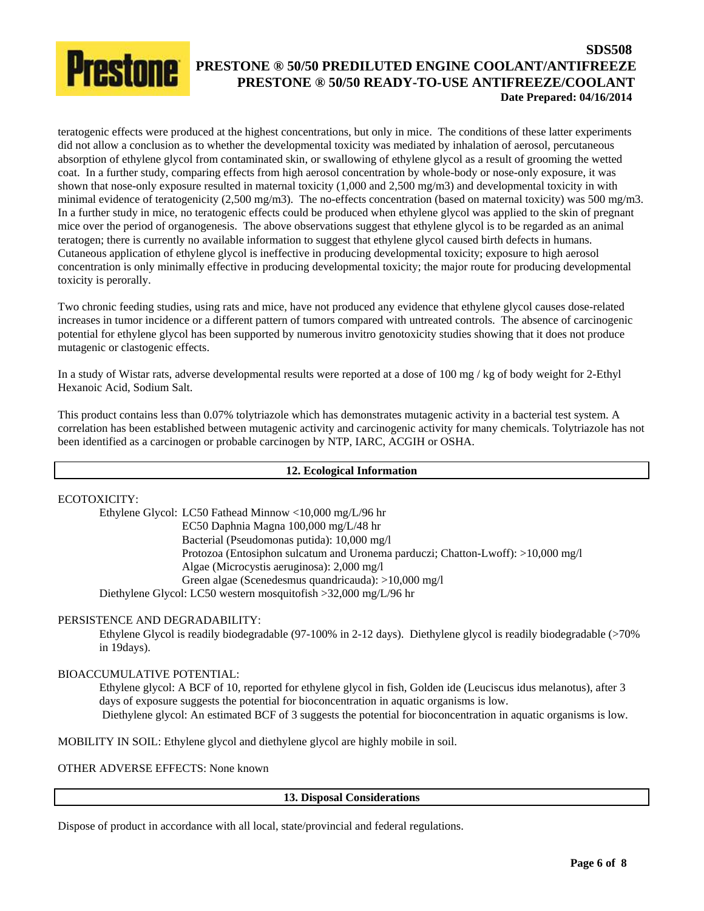teratogenic effects were produced at the highest concentrations, but only in mice. The conditions of these latter experiments did not allow a conclusion as to whether the developmental toxicity was mediated by inhalation of aerosol, percutaneous absorption of ethylene glycol from contaminated skin, or swallowing of ethylene glycol as a result of grooming the wetted coat. In a further study, comparing effects from high aerosol concentration by whole-body or nose-only exposure, it was shown that nose-only exposure resulted in maternal toxicity (1,000 and 2,500 mg/m3) and developmental toxicity in with minimal evidence of teratogenicity (2,500 mg/m3). The no-effects concentration (based on maternal toxicity) was 500 mg/m3. In a further study in mice, no teratogenic effects could be produced when ethylene glycol was applied to the skin of pregnant mice over the period of organogenesis. The above observations suggest that ethylene glycol is to be regarded as an animal teratogen; there is currently no available information to suggest that ethylene glycol caused birth defects in humans. Cutaneous application of ethylene glycol is ineffective in producing developmental toxicity; exposure to high aerosol concentration is only minimally effective in producing developmental toxicity; the major route for producing developmental toxicity is perorally.

Two chronic feeding studies, using rats and mice, have not produced any evidence that ethylene glycol causes dose-related increases in tumor incidence or a different pattern of tumors compared with untreated controls. The absence of carcinogenic potential for ethylene glycol has been supported by numerous invitro genotoxicity studies showing that it does not produce mutagenic or clastogenic effects.

In a study of Wistar rats, adverse developmental results were reported at a dose of 100 mg / kg of body weight for 2-Ethyl Hexanoic Acid, Sodium Salt.

This product contains less than 0.07% tolytriazole which has demonstrates mutagenic activity in a bacterial test system. A correlation has been established between mutagenic activity and carcinogenic activity for many chemicals. Tolytriazole has not been identified as a carcinogen or probable carcinogen by NTP, IARC, ACGIH or OSHA.

## 12. Ecological Information

ECOTOXICITY:

Ethylene Glycol: LC50 Fathead Minnow <10,000 mg/L/96 hr
EC50 Daphnia Magna 100,000 mg/L/48 hr
Bacterial (Pseudomonas putida): 10,000 mg/l
Protozoa (Entosiphon sulcatum and Uronema parduczi; Chatton-Lwoff): >10,000 mg/l
Algae (Microcystis aeruginosa): 2,000 mg/l
Green algae (Scenedesmus quandricauda): >10,000 mg/l
Diethylene Glycol: LC50 western mosquitofish >32,000 mg/L/96 hr

PERSISTENCE AND DEGRADABILITY:

Ethylene Glycol is readily biodegradable (97-100% in 2-12 days). Diethylene glycol is readily biodegradable (>70% in 19days).

BIOACCUMULATIVE POTENTIAL:

Ethylene glycol: A BCF of 10, reported for ethylene glycol in fish, Golden ide (Leuciscus idus melanotus), after 3 days of exposure suggests the potential for bioconcentration in aquatic organisms is low.
Diethylene glycol: An estimated BCF of 3 suggests the potential for bioconcentration in aquatic organisms is low.

MOBILITY IN SOIL: Ethylene glycol and diethylene glycol are highly mobile in soil.

OTHER ADVERSE EFFECTS: None known

## 13. Disposal Considerations

Dispose of product in accordance with all local, state/provincial and federal regulations.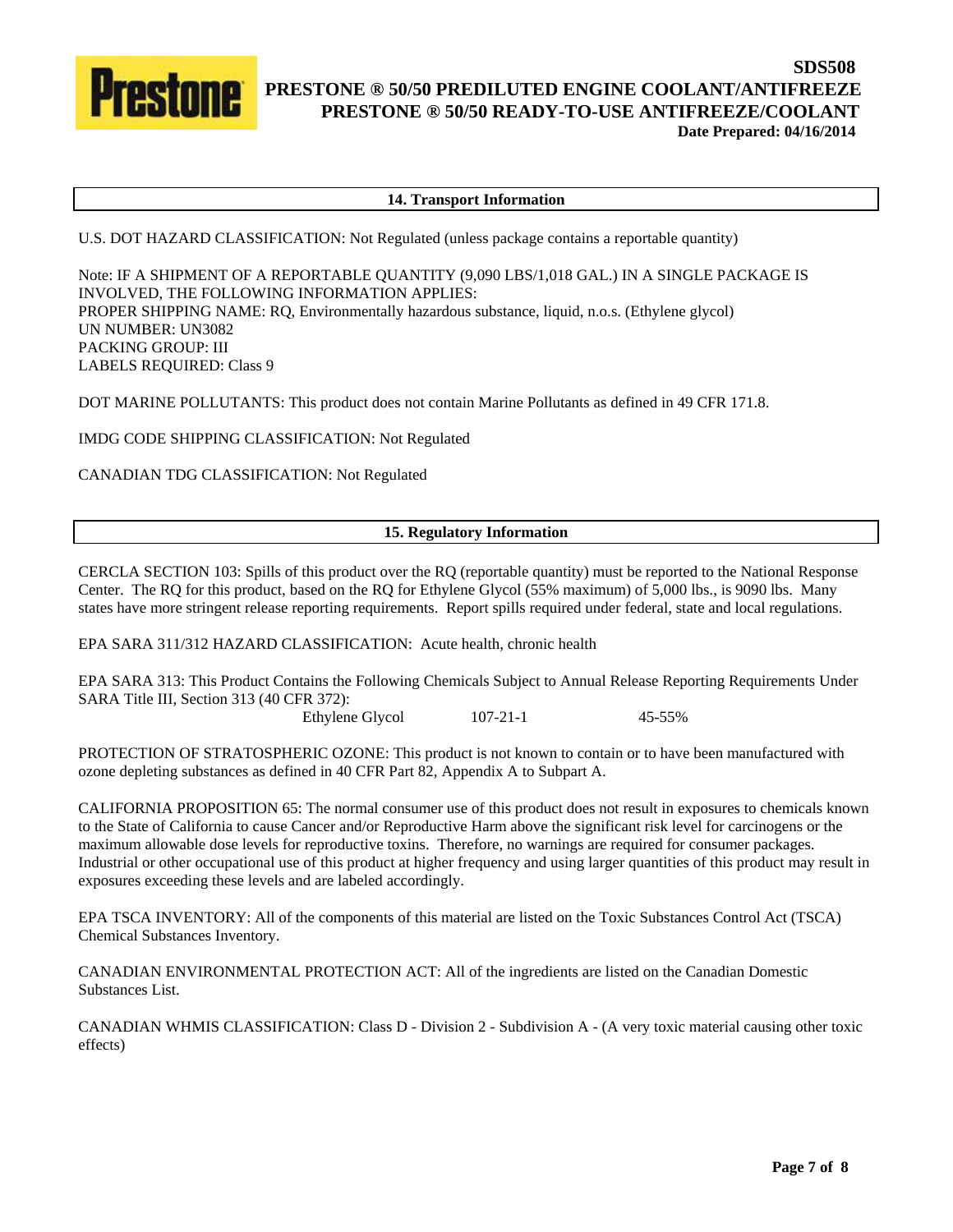## 14. Transport Information

U.S. DOT HAZARD CLASSIFICATION: Not Regulated (unless package contains a reportable quantity)

Note: IF A SHIPMENT OF A REPORTABLE QUANTITY (9,090 LBS/1,018 GAL.) IN A SINGLE PACKAGE IS INVOLVED, THE FOLLOWING INFORMATION APPLIES:
PROPER SHIPPING NAME: RQ, Environmentally hazardous substance, liquid, n.o.s. (Ethylene glycol)
UN NUMBER: UN3082
PACKING GROUP: III
LABELS REQUIRED: Class 9

DOT MARINE POLLUTANTS: This product does not contain Marine Pollutants as defined in 49 CFR 171.8.

IMDG CODE SHIPPING CLASSIFICATION: Not Regulated

CANADIAN TDG CLASSIFICATION: Not Regulated

## 15. Regulatory Information

CERCLA SECTION 103: Spills of this product over the RQ (reportable quantity) must be reported to the National Response Center. The RQ for this product, based on the RQ for Ethylene Glycol (55% maximum) of 5,000 lbs., is 9090 lbs. Many states have more stringent release reporting requirements. Report spills required under federal, state and local regulations.

EPA SARA 311/312 HAZARD CLASSIFICATION: Acute health, chronic health

EPA SARA 313: This Product Contains the Following Chemicals Subject to Annual Release Reporting Requirements Under SARA Title III, Section 313 (40 CFR 372):

| | | |
|---|---|---|
| Ethylene Glycol | 107-21-1 | 45-55% |

PROTECTION OF STRATOSPHERIC OZONE: This product is not known to contain or to have been manufactured with ozone depleting substances as defined in 40 CFR Part 82, Appendix A to Subpart A.

CALIFORNIA PROPOSITION 65: The normal consumer use of this product does not result in exposures to chemicals known to the State of California to cause Cancer and/or Reproductive Harm above the significant risk level for carcinogens or the maximum allowable dose levels for reproductive toxins. Therefore, no warnings are required for consumer packages. Industrial or other occupational use of this product at higher frequency and using larger quantities of this product may result in exposures exceeding these levels and are labeled accordingly.

EPA TSCA INVENTORY: All of the components of this material are listed on the Toxic Substances Control Act (TSCA) Chemical Substances Inventory.

CANADIAN ENVIRONMENTAL PROTECTION ACT: All of the ingredients are listed on the Canadian Domestic Substances List.

CANADIAN WHMIS CLASSIFICATION: Class D - Division 2 - Subdivision A - (A very toxic material causing other toxic effects)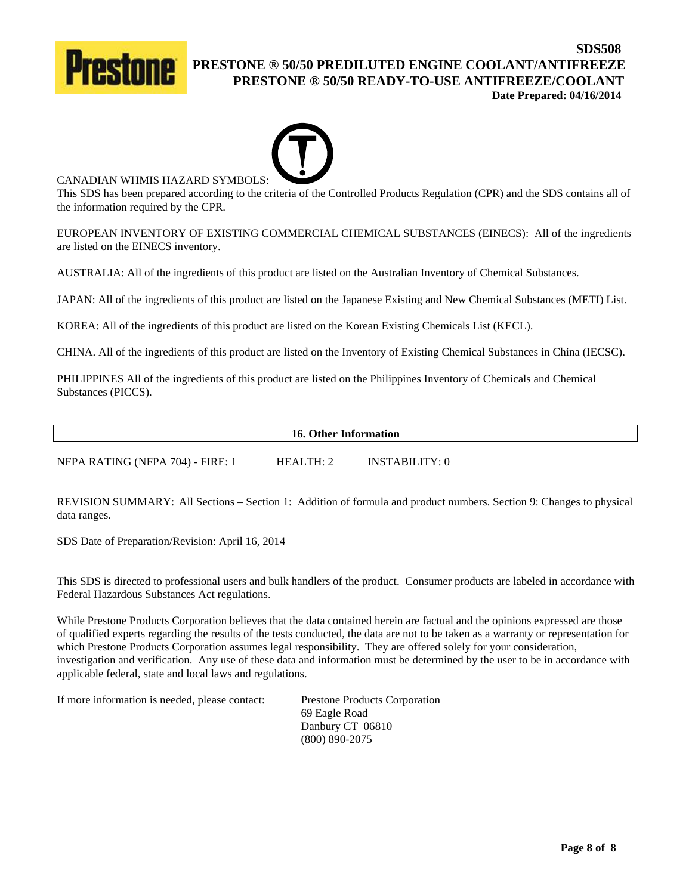CANADIAN WHMIS HAZARD SYMBOLS:

This SDS has been prepared according to the criteria of the Controlled Products Regulation (CPR) and the SDS contains all of the information required by the CPR.

EUROPEAN INVENTORY OF EXISTING COMMERCIAL CHEMICAL SUBSTANCES (EINECS): All of the ingredients are listed on the EINECS inventory.

AUSTRALIA: All of the ingredients of this product are listed on the Australian Inventory of Chemical Substances.

JAPAN: All of the ingredients of this product are listed on the Japanese Existing and New Chemical Substances (METI) List.

KOREA: All of the ingredients of this product are listed on the Korean Existing Chemicals List (KECL).

CHINA. All of the ingredients of this product are listed on the Inventory of Existing Chemical Substances in China (IECSC).

PHILIPPINES All of the ingredients of this product are listed on the Philippines Inventory of Chemicals and Chemical Substances (PICCS).

## 16. Other Information

NFPA RATING (NFPA 704) - FIRE: 1 HEALTH: 2 INSTABILITY: 0

REVISION SUMMARY: All Sections – Section 1: Addition of formula and product numbers. Section 9: Changes to physical data ranges.

SDS Date of Preparation/Revision: April 16, 2014

This SDS is directed to professional users and bulk handlers of the product. Consumer products are labeled in accordance with Federal Hazardous Substances Act regulations.

While Prestone Products Corporation believes that the data contained herein are factual and the opinions expressed are those of qualified experts regarding the results of the tests conducted, the data are not to be taken as a warranty or representation for which Prestone Products Corporation assumes legal responsibility. They are offered solely for your consideration, investigation and verification. Any use of these data and information must be determined by the user to be in accordance with applicable federal, state and local laws and regulations.

If more information is needed, please contact:

Prestone Products Corporation
69 Eagle Road
Danbury CT 06810
(800) 890-2075